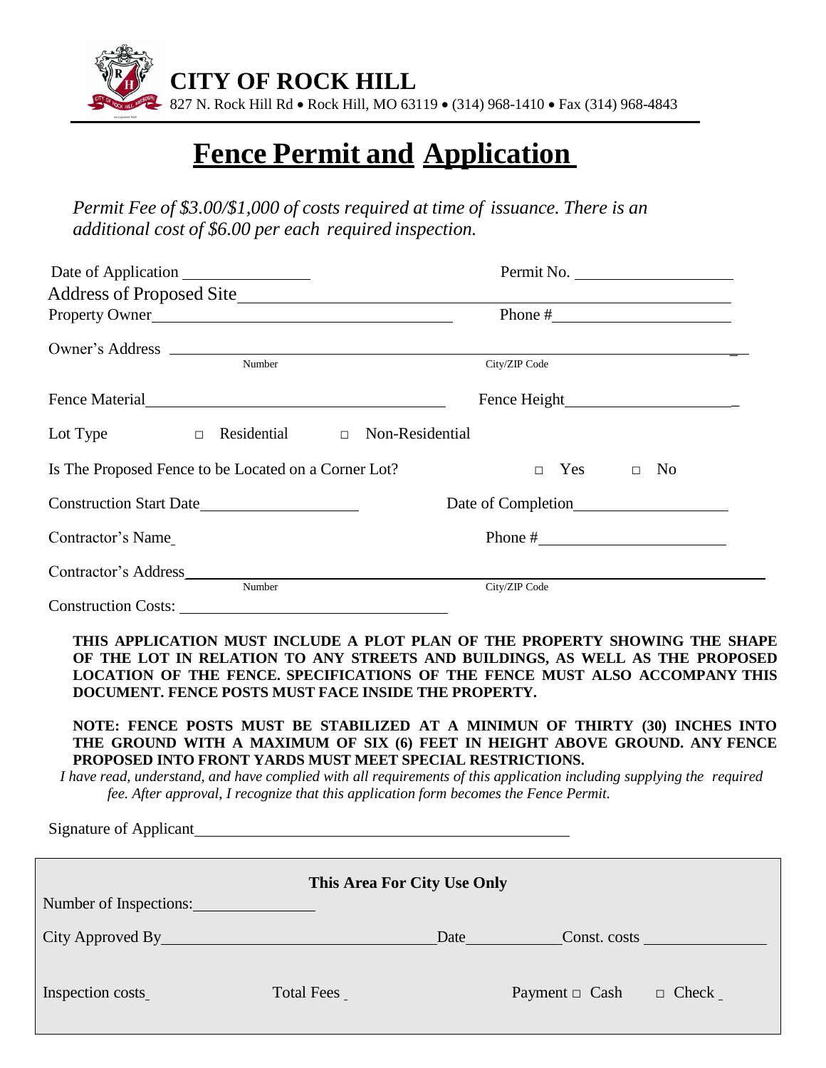# CITY OF ROCK HILL

827 N. Rock Hill Rd • Rock Hill, MO 63119 • (314) 968-1410 • Fax (314) 968-4843

# Fence Permit and Application

*Permit Fee of $3.00/$1,000 of costs required at time of issuance. There is an additional cost of $6.00 per each required inspection.*

Date of Application ________________ Permit No. ____________________

Address of Proposed Site ____________________________________________

Property Owner ____________________________ Phone # ____________________

Owner's Address ____________________________________________
Number City/ZIP Code

Fence Material ____________________________ Fence Height ____________________

Lot Type □ Residential □ Non-Residential

Is The Proposed Fence to be Located on a Corner Lot? □ Yes □ No

Construction Start Date ____________________ Date of Completion ____________________

Contractor's Name ____________________ Phone # ____________________

Contractor's Address ____________________________________________
Number City/ZIP Code

Construction Costs: ____________________

**THIS APPLICATION MUST INCLUDE A PLOT PLAN OF THE PROPERTY SHOWING THE SHAPE OF THE LOT IN RELATION TO ANY STREETS AND BUILDINGS, AS WELL AS THE PROPOSED LOCATION OF THE FENCE. SPECIFICATIONS OF THE FENCE MUST ALSO ACCOMPANY THIS DOCUMENT. FENCE POSTS MUST FACE INSIDE THE PROPERTY.**

**NOTE: FENCE POSTS MUST BE STABILIZED AT A MINIMUN OF THIRTY (30) INCHES INTO THE GROUND WITH A MAXIMUM OF SIX (6) FEET IN HEIGHT ABOVE GROUND. ANY FENCE PROPOSED INTO FRONT YARDS MUST MEET SPECIAL RESTRICTIONS.**

*I have read, understand, and have complied with all requirements of this application including supplying the required fee. After approval, I recognize that this application form becomes the Fence Permit.*

Signature of Applicant ____________________________________________

**This Area For City Use Only**

Number of Inspections: ________________

City Approved By ____________________ Date ____________ Const. costs ________________

Inspection costs ______ Total Fees ______ Payment □ Cash □ Check ______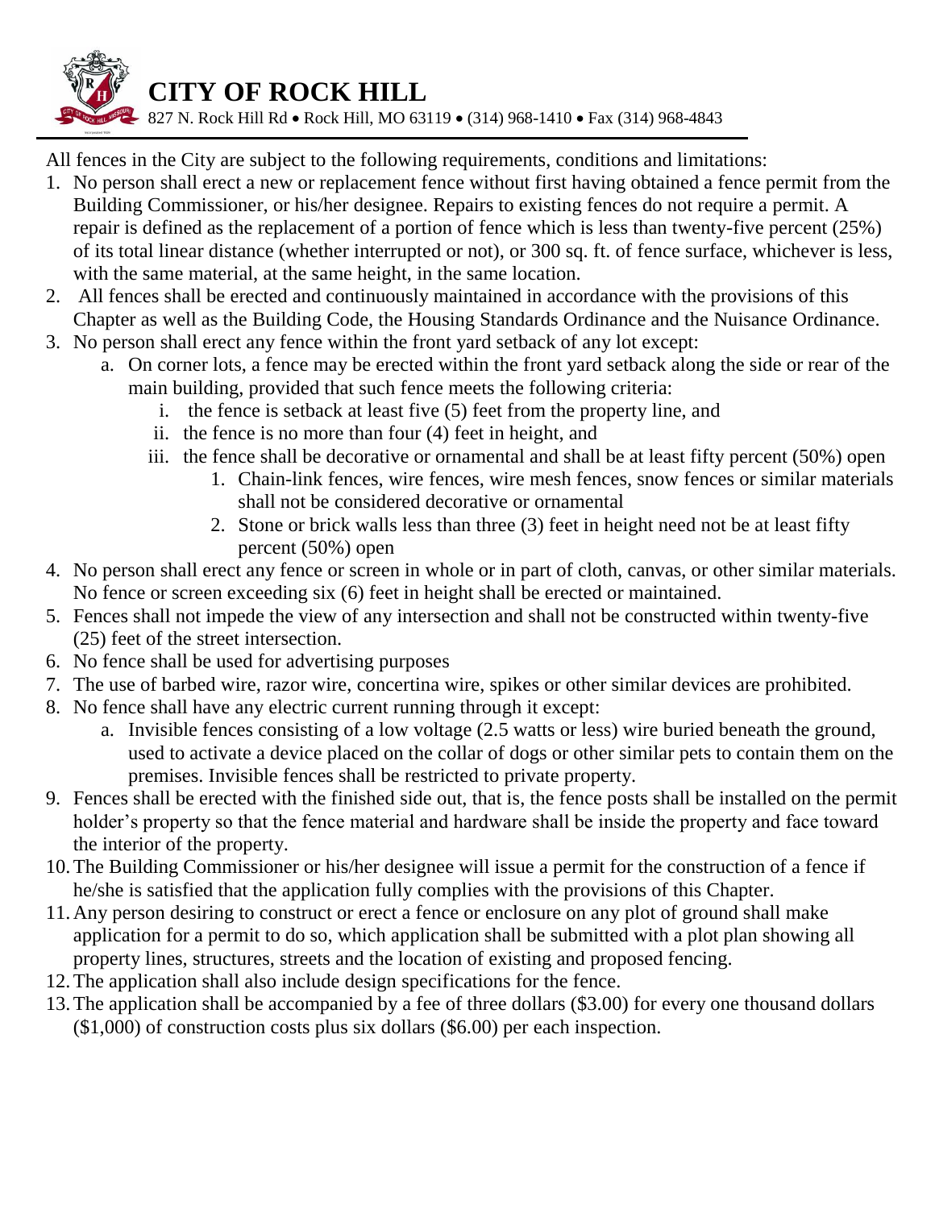# CITY OF ROCK HILL

827 N. Rock Hill Rd • Rock Hill, MO 63119 • (314) 968-1410 • Fax (314) 968-4843

All fences in the City are subject to the following requirements, conditions and limitations:

1. No person shall erect a new or replacement fence without first having obtained a fence permit from the Building Commissioner, or his/her designee. Repairs to existing fences do not require a permit. A repair is defined as the replacement of a portion of fence which is less than twenty-five percent (25%) of its total linear distance (whether interrupted or not), or 300 sq. ft. of fence surface, whichever is less, with the same material, at the same height, in the same location.
2. All fences shall be erected and continuously maintained in accordance with the provisions of this Chapter as well as the Building Code, the Housing Standards Ordinance and the Nuisance Ordinance.
3. No person shall erect any fence within the front yard setback of any lot except:
   a. On corner lots, a fence may be erected within the front yard setback along the side or rear of the main building, provided that such fence meets the following criteria:
      i. the fence is setback at least five (5) feet from the property line, and
      ii. the fence is no more than four (4) feet in height, and
      iii. the fence shall be decorative or ornamental and shall be at least fifty percent (50%) open
         1. Chain-link fences, wire fences, wire mesh fences, snow fences or similar materials shall not be considered decorative or ornamental
         2. Stone or brick walls less than three (3) feet in height need not be at least fifty percent (50%) open
4. No person shall erect any fence or screen in whole or in part of cloth, canvas, or other similar materials. No fence or screen exceeding six (6) feet in height shall be erected or maintained.
5. Fences shall not impede the view of any intersection and shall not be constructed within twenty-five (25) feet of the street intersection.
6. No fence shall be used for advertising purposes
7. The use of barbed wire, razor wire, concertina wire, spikes or other similar devices are prohibited.
8. No fence shall have any electric current running through it except:
   a. Invisible fences consisting of a low voltage (2.5 watts or less) wire buried beneath the ground, used to activate a device placed on the collar of dogs or other similar pets to contain them on the premises. Invisible fences shall be restricted to private property.
9. Fences shall be erected with the finished side out, that is, the fence posts shall be installed on the permit holder's property so that the fence material and hardware shall be inside the property and face toward the interior of the property.
10. The Building Commissioner or his/her designee will issue a permit for the construction of a fence if he/she is satisfied that the application fully complies with the provisions of this Chapter.
11. Any person desiring to construct or erect a fence or enclosure on any plot of ground shall make application for a permit to do so, which application shall be submitted with a plot plan showing all property lines, structures, streets and the location of existing and proposed fencing.
12. The application shall also include design specifications for the fence.
13. The application shall be accompanied by a fee of three dollars ($3.00) for every one thousand dollars ($1,000) of construction costs plus six dollars ($6.00) per each inspection.